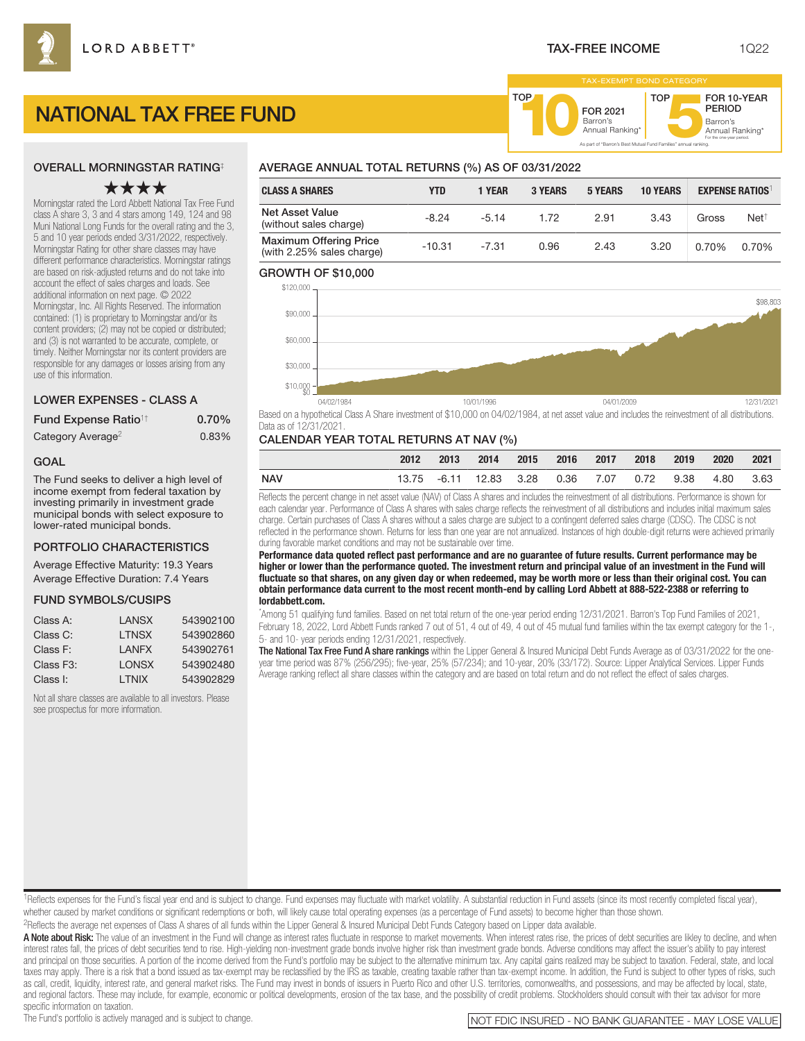LORD ABBETT®

TAX-FREE INCOME 1Q22

# NATIONAL TAX FREE FUND

TAX-EXEMPT BOND CATEGORY

TOP 10 FOR 2021 Barron's Annual Ranking* | TOP 5 FOR 10-YEAR PERIOD Barron's Annual Ranking* For the one-year period.

As part of "Barron's Best Mutual Fund Families" annual ranking.

## OVERALL MORNINGSTAR RATING‡

★★★★

Morningstar rated the Lord Abbett National Tax Free Fund class A share 3, 3 and 4 stars among 149, 124 and 98 Muni National Long Funds for the overall rating and the 3, 5 and 10 year periods ended 3/31/2022, respectively. Morningstar Rating for other share classes may have different performance characteristics. Morningstar ratings are based on risk-adjusted returns and do not take into account the effect of sales charges and loads. See additional information on next page. © 2022 Morningstar, Inc. All Rights Reserved. The information contained: (1) is proprietary to Morningstar and/or its content providers; (2) may not be copied or distributed; and (3) is not warranted to be accurate, complete, or timely. Neither Morningstar nor its content providers are responsible for any damages or losses arising from any use of this information.

## LOWER EXPENSES - CLASS A

| | |
|---|---|
| Fund Expense Ratio[1†] | 0.70% |
| Category Average[2] | 0.83% |

## GOAL

The Fund seeks to deliver a high level of income exempt from federal taxation by investing primarily in investment grade municipal bonds with select exposure to lower-rated municipal bonds.

## PORTFOLIO CHARACTERISTICS

Average Effective Maturity: 19.3 Years

Average Effective Duration: 7.4 Years

## FUND SYMBOLS/CUSIPS

| | | |
|---|---|---|
| Class A: | LANSX | 543902100 |
| Class C: | LTNSX | 543902860 |
| Class F: | LANFX | 543902761 |
| Class F3: | LONSX | 543902480 |
| Class I: | LTNIX | 543902829 |

Not all share classes are available to all investors. Please see prospectus for more information.

## AVERAGE ANNUAL TOTAL RETURNS (%) AS OF 03/31/2022

| CLASS A SHARES | YTD | 1 YEAR | 3 YEARS | 5 YEARS | 10 YEARS | EXPENSE RATIOS[1] | |
|---|---|---|---|---|---|---|---|
| | | | | | | Gross | Net† |
| Net Asset Value (without sales charge) | -8.24 | -5.14 | 1.72 | 2.91 | 3.43 | 0.70% | 0.70% |
| Maximum Offering Price (with 2.25% sales charge) | -10.31 | -7.31 | 0.96 | 2.43 | 3.20 | | |

## GROWTH OF $10,000

$98,803

Based on a hypothetical Class A Share investment of $10,000 on 04/02/1984, at net asset value and includes the reinvestment of all distributions. Data as of 12/31/2021.

## CALENDAR YEAR TOTAL RETURNS AT NAV (%)

| | 2012 | 2013 | 2014 | 2015 | 2016 | 2017 | 2018 | 2019 | 2020 | 2021 |
|---|---|---|---|---|---|---|---|---|---|---|
| NAV | 13.75 | -6.11 | 12.83 | 3.28 | 0.36 | 7.07 | 0.72 | 9.38 | 4.80 | 3.63 |

Reflects the percent change in net asset value (NAV) of Class A shares and includes the reinvestment of all distributions. Performance is shown for each calendar year. Performance of Class A shares with sales charge reflects the reinvestment of all distributions and includes initial maximum sales charge. Certain purchases of Class A shares without a sales charge are subject to a contingent deferred sales charge (CDSC). The CDSC is not reflected in the performance shown. Returns for less than one year are not annualized. Instances of high double-digit returns were achieved primarily during favorable market conditions and may not be sustainable over time.

**Performance data quoted reflect past performance and are no guarantee of future results. Current performance may be higher or lower than the performance quoted. The investment return and principal value of an investment in the Fund will fluctuate so that shares, on any given day or when redeemed, may be worth more or less than their original cost. You can obtain performance data current to the most recent month-end by calling Lord Abbett at 888-522-2388 or referring to lordabbett.com.**

*Among 51 qualifying fund families. Based on net total return of the one-year period ending 12/31/2021. Barron's Top Fund Families of 2021, February 18, 2022, Lord Abbett Funds ranked 7 out of 51, 4 out of 49, 4 out of 45 mutual fund families within the tax exempt category for the 1-, 5- and 10- year periods ending 12/31/2021, respectively.

**The National Tax Free Fund A share rankings** within the Lipper General & Insured Municipal Debt Funds Average as of 03/31/2022 for the one-year time period was 87% (256/295); five-year, 25% (57/234); and 10-year, 20% (33/172). Source: Lipper Analytical Services. Lipper Funds Average ranking reflect all share classes within the category and are based on total return and do not reflect the effect of sales charges.

[1]Reflects expenses for the Fund's fiscal year end and is subject to change. Fund expenses may fluctuate with market volatility. A substantial reduction in Fund assets (since its most recently completed fiscal year), whether caused by market conditions or significant redemptions or both, will likely cause total operating expenses (as a percentage of Fund assets) to become higher than those shown.

[2]Reflects the average net expenses of Class A shares of all funds within the Lipper General & Insured Municipal Debt Funds Category based on Lipper data available.

**A Note about Risk:** The value of an investment in the Fund will change as interest rates fluctuate in response to market movements. When interest rates rise, the prices of debt securities are likley to decline, and when interest rates fall, the prices of debt securities tend to rise. High-yielding non-investment grade bonds involve higher risk than investment grade bonds. Adverse conditions may affect the issuer's ability to pay interest and principal on those securities. A portion of the income derived from the Fund's portfolio may be subject to the alternative minimum tax. Any capital gains realized may be subject to taxation. Federal, state, and local taxes may apply. There is a risk that a bond issued as tax-exempt may be reclassified by the IRS as taxable, creating taxable rather than tax-exempt income. In addition, the Fund is subject to other types of risks, such as call, credit, liquidity, interest rate, and general market risks. The Fund may invest in bonds of issuers in Puerto Rico and other U.S. territories, comonwealths, and possessions, and may be affected by local, state, and regional factors. These may include, for example, economic or political developments, erosion of the tax base, and the possibility of credit problems. Stockholders should consult with their tax advisor for more specific information on taxation.

The Fund's portfolio is actively managed and is subject to change.

NOT FDIC INSURED - NO BANK GUARANTEE - MAY LOSE VALUE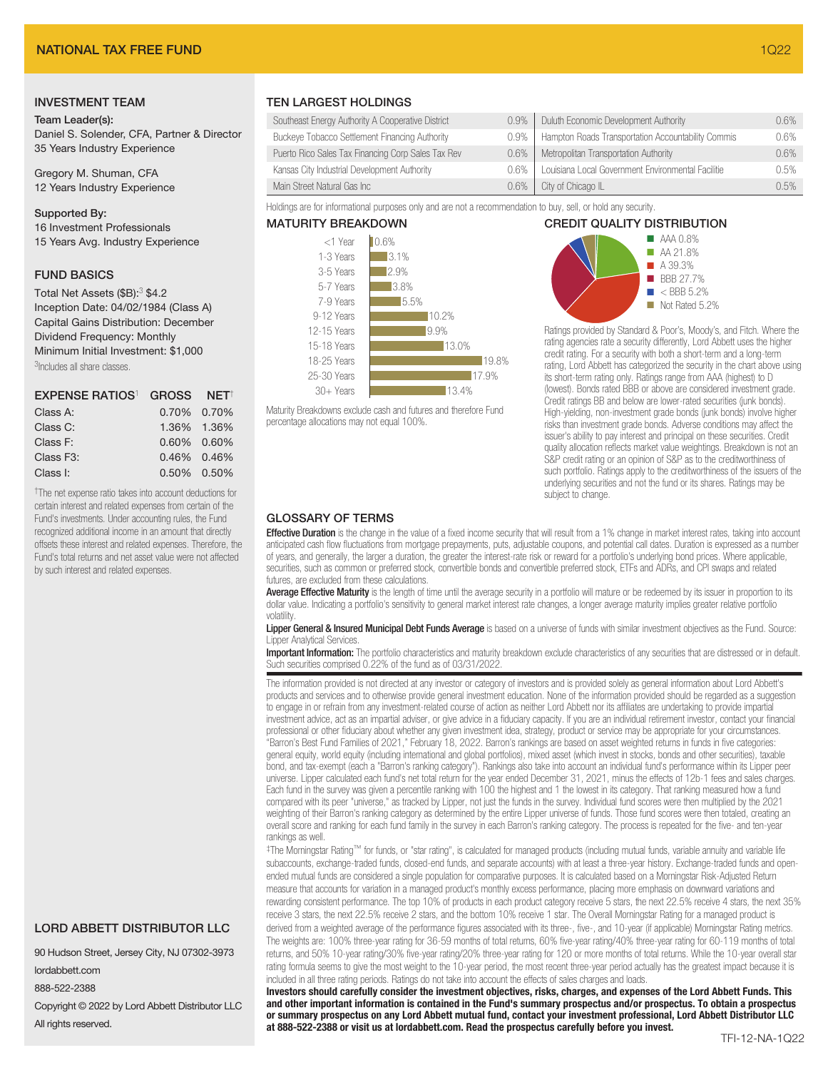## INVESTMENT TEAM

**Team Leader(s):**

Daniel S. Solender, CFA, Partner & Director
35 Years Industry Experience

Gregory M. Shuman, CFA
12 Years Industry Experience

**Supported By:**

16 Investment Professionals
15 Years Avg. Industry Experience

## FUND BASICS

Total Net Assets ($B):[3] $4.2
Inception Date: 04/02/1984 (Class A)
Capital Gains Distribution: December
Dividend Frequency: Monthly
Minimum Initial Investment: $1,000

[3]Includes all share classes.

| EXPENSE RATIOS[†] | GROSS | NET[†] |
|---|---|---|
| Class A: | 0.70% | 0.70% |
| Class C: | 1.36% | 1.36% |
| Class F: | 0.60% | 0.60% |
| Class F3: | 0.46% | 0.46% |
| Class I: | 0.50% | 0.50% |

[†]The net expense ratio takes into account deductions for certain interest and related expenses from certain of the Fund's investments. Under accounting rules, the Fund recognized additional income in an amount that directly offsets these interest and related expenses. Therefore, the Fund's total returns and net asset value were not affected by such interest and related expenses.

## TEN LARGEST HOLDINGS

| | | | |
|---|---|---|---|
| Southeast Energy Authority A Cooperative District | 0.9% | Duluth Economic Development Authority | 0.6% |
| Buckeye Tobacco Settlement Financing Authority | 0.9% | Hampton Roads Transportation Accountability Commis | 0.6% |
| Puerto Rico Sales Tax Financing Corp Sales Tax Rev | 0.6% | Metropolitan Transportation Authority | 0.6% |
| Kansas City Industrial Development Authority | 0.6% | Louisiana Local Government Environmental Facilitie | 0.5% |
| Main Street Natural Gas Inc | 0.6% | City of Chicago IL | 0.5% |

Holdings are for informational purposes only and are not a recommendation to buy, sell, or hold any security.

## MATURITY BREAKDOWN

<1 Year 0.6%
1-3 Years 3.1%
3-5 Years 2.9%
5-7 Years 3.8%
7-9 Years 5.5%
9-12 Years 10.2%
12-15 Years 9.9%
15-18 Years 13.0%
18-25 Years 19.8%
25-30 Years 17.9%
30+ Years 13.4%

Maturity Breakdowns exclude cash and futures and therefore Fund percentage allocations may not equal 100%.

## CREDIT QUALITY DISTRIBUTION

AAA 0.8%
AA 21.8%
A 39.3%
BBB 27.7%
< BBB 5.2%
Not Rated 5.2%

Ratings provided by Standard & Poor's, Moody's, and Fitch. Where the rating agencies rate a security differently, Lord Abbett uses the higher credit rating. For a security with both a short-term and a long-term rating, Lord Abbett has categorized the security in the chart above using its short-term rating only. Ratings range from AAA (highest) to D (lowest). Bonds rated BBB or above are considered investment grade. Credit ratings BB and below are lower-rated securities (junk bonds). High-yielding, non-investment grade bonds (junk bonds) involve higher risks than investment grade bonds. Adverse conditions may affect the issuer's ability to pay interest and principal on these securities. Credit quality allocation reflects market value weightings. Breakdown is not an S&P credit rating or an opinion of S&P as to the creditworthiness of such portfolio. Ratings apply to the creditworthiness of the issuers of the underlying securities and not the fund or its shares. Ratings may be subject to change.

## GLOSSARY OF TERMS

**Effective Duration** is the change in the value of a fixed income security that will result from a 1% change in market interest rates, taking into account anticipated cash flow fluctuations from mortgage prepayments, puts, adjustable coupons, and potential call dates. Duration is expressed as a number of years, and generally, the larger a duration, the greater the interest-rate risk or reward for a portfolio's underlying bond prices. Where applicable, securities, such as common or preferred stock, convertible bonds and convertible preferred stock, ETFs and ADRs, and CPI swaps and related futures, are excluded from these calculations.

**Average Effective Maturity** is the length of time until the average security in a portfolio will mature or be redeemed by its issuer in proportion to its dollar value. Indicating a portfolio's sensitivity to general market interest rate changes, a longer average maturity implies greater relative portfolio volatility.

**Lipper General & Insured Municipal Debt Funds Average** is based on a universe of funds with similar investment objectives as the Fund. Source: Lipper Analytical Services.

**Important Information:** The portfolio characteristics and maturity breakdown exclude characteristics of any securities that are distressed or in default. Such securities comprised 0.22% of the fund as of 03/31/2022.

The information provided is not directed at any investor or category of investors and is provided solely as general information about Lord Abbett's products and services and to otherwise provide general investment education. None of the information provided should be regarded as a suggestion to engage in or refrain from any investment-related course of action as neither Lord Abbett nor its affiliates are undertaking to provide impartial investment advice, act as an impartial adviser, or give advice in a fiduciary capacity. If you are an individual retirement investor, contact your financial professional or other fiduciary about whether any given investment idea, strategy, product or service may be appropriate for your circumstances.
"Barron's Best Fund Families of 2021," February 18, 2022. Barron's rankings are based on asset weighted returns in funds in five categories: general equity, world equity (including international and global portfolios), mixed asset (which invest in stocks, bonds and other securities), taxable bond, and tax-exempt (each a "Barron's ranking category"). Rankings also take into account an individual fund's performance within its Lipper peer universe. Lipper calculated each fund's net total return for the year ended December 31, 2021, minus the effects of 12b-1 fees and sales charges. Each fund in the survey was given a percentile ranking with 100 the highest and 1 the lowest in its category. That ranking measured how a fund compared with its peer "universe," as tracked by Lipper, not just the funds in the survey. Individual fund scores were then multiplied by the 2021 weighting of their Barron's ranking category as determined by the entire Lipper universe of funds. Those fund scores were then totaled, creating an overall score and ranking for each fund family in the survey in each Barron's ranking category. The process is repeated for the five- and ten-year rankings as well.

[‡]The Morningstar Rating™ for funds, or "star rating", is calculated for managed products (including mutual funds, variable annuity and variable life subaccounts, exchange-traded funds, closed-end funds, and separate accounts) with at least a three-year history. Exchange-traded funds and open-ended mutual funds are considered a single population for comparative purposes. It is calculated based on a Morningstar Risk-Adjusted Return measure that accounts for variation in a managed product's monthly excess performance, placing more emphasis on downward variations and rewarding consistent performance. The top 10% of products in each product category receive 5 stars, the next 22.5% receive 4 stars, the next 35% receive 3 stars, the next 22.5% receive 2 stars, and the bottom 10% receive 1 star. The Overall Morningstar Rating for a managed product is derived from a weighted average of the performance figures associated with its three-, five-, and 10-year (if applicable) Morningstar Rating metrics. The weights are: 100% three-year rating for 36-59 months of total returns, 60% five-year rating/40% three-year rating for 60-119 months of total returns, and 50% 10-year rating/30% five-year rating/20% three-year rating for 120 or more months of total returns. While the 10-year overall star rating formula seems to give the most weight to the 10-year period, the most recent three-year period actually has the greatest impact because it is included in all three rating periods. Ratings do not take into account the effects of sales charges and loads.

**Investors should carefully consider the investment objectives, risks, charges, and expenses of the Lord Abbett Funds. This and other important information is contained in the Fund's summary prospectus and/or prospectus. To obtain a prospectus or summary prospectus on any Lord Abbett mutual fund, contact your investment professional, Lord Abbett Distributor LLC at 888-522-2388 or visit us at lordabbett.com. Read the prospectus carefully before you invest.**

## LORD ABBETT DISTRIBUTOR LLC

90 Hudson Street, Jersey City, NJ 07302-3973

lordabbett.com

888-522-2388

Copyright © 2022 by Lord Abbett Distributor LLC

All rights reserved.

TFI-12-NA-1Q22